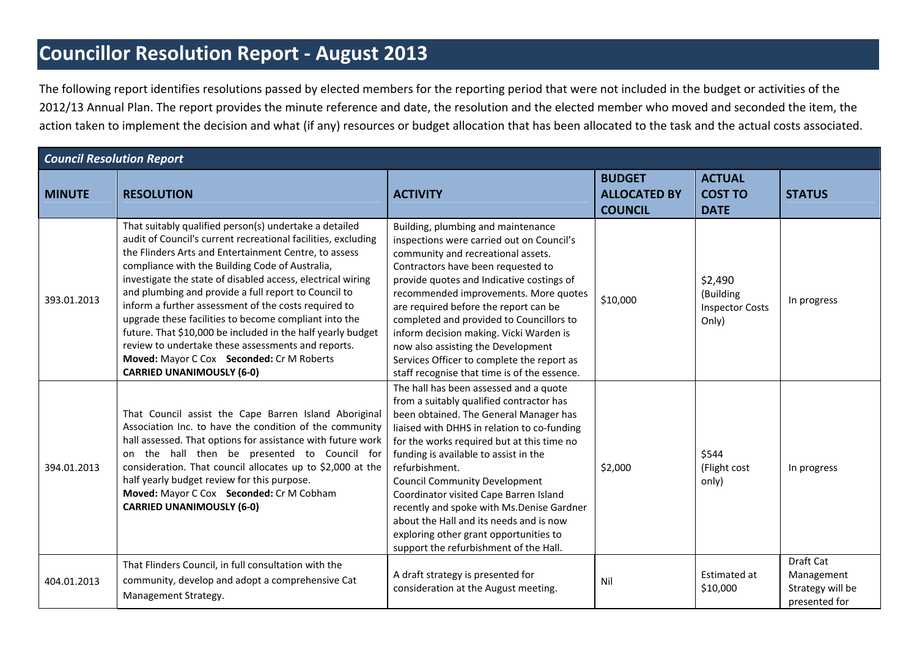# Councillor Resolution Report - August 2013

The following report identifies resolutions passed by elected members for the reporting period that were not included in the budget or activities of the 2012/13 Annual Plan. The report provides the minute reference and date, the resolution and the elected member who moved and seconded the item, the action taken to implement the decision and what (if any) resources or budget allocation that has been allocated to the task and the actual costs associated.

| ***Council Resolution Report*** | | | | | |
|---|---|---|---|---|---|
| **MINUTE** | **RESOLUTION** | **ACTIVITY** | **BUDGET ALLOCATED BY COUNCIL** | **ACTUAL COST TO DATE** | **STATUS** |
| 393.01.2013 | That suitably qualified person(s) undertake a detailed audit of Council's current recreational facilities, excluding the Flinders Arts and Entertainment Centre, to assess compliance with the Building Code of Australia, investigate the state of disabled access, electrical wiring and plumbing and provide a full report to Council to inform a further assessment of the costs required to upgrade these facilities to become compliant into the future. That $10,000 be included in the half yearly budget review to undertake these assessments and reports. **Moved:** Mayor C Cox **Seconded:** Cr M Roberts **CARRIED UNANIMOUSLY (6-0)** | Building, plumbing and maintenance inspections were carried out on Council's community and recreational assets. Contractors have been requested to provide quotes and Indicative costings of recommended improvements. More quotes are required before the report can be completed and provided to Councillors to inform decision making. Vicki Warden is now also assisting the Development Services Officer to complete the report as staff recognise that time is of the essence. | $10,000 | $2,490 (Building Inspector Costs Only) | In progress |
| 394.01.2013 | That Council assist the Cape Barren Island Aboriginal Association Inc. to have the condition of the community hall assessed. That options for assistance with future work on the hall then be presented to Council for consideration. That council allocates up to $2,000 at the half yearly budget review for this purpose. **Moved:** Mayor C Cox **Seconded:** Cr M Cobham **CARRIED UNANIMOUSLY (6-0)** | The hall has been assessed and a quote from a suitably qualified contractor has been obtained. The General Manager has liaised with DHHS in relation to co-funding for the works required but at this time no funding is available to assist in the refurbishment. Council Community Development Coordinator visited Cape Barren Island recently and spoke with Ms.Denise Gardner about the Hall and its needs and is now exploring other grant opportunities to support the refurbishment of the Hall. | $2,000 | $544 (Flight cost only) | In progress |
| 404.01.2013 | That Flinders Council, in full consultation with the community, develop and adopt a comprehensive Cat Management Strategy. | A draft strategy is presented for consideration at the August meeting. | Nil | Estimated at $10,000 | Draft Cat Management Strategy will be presented for |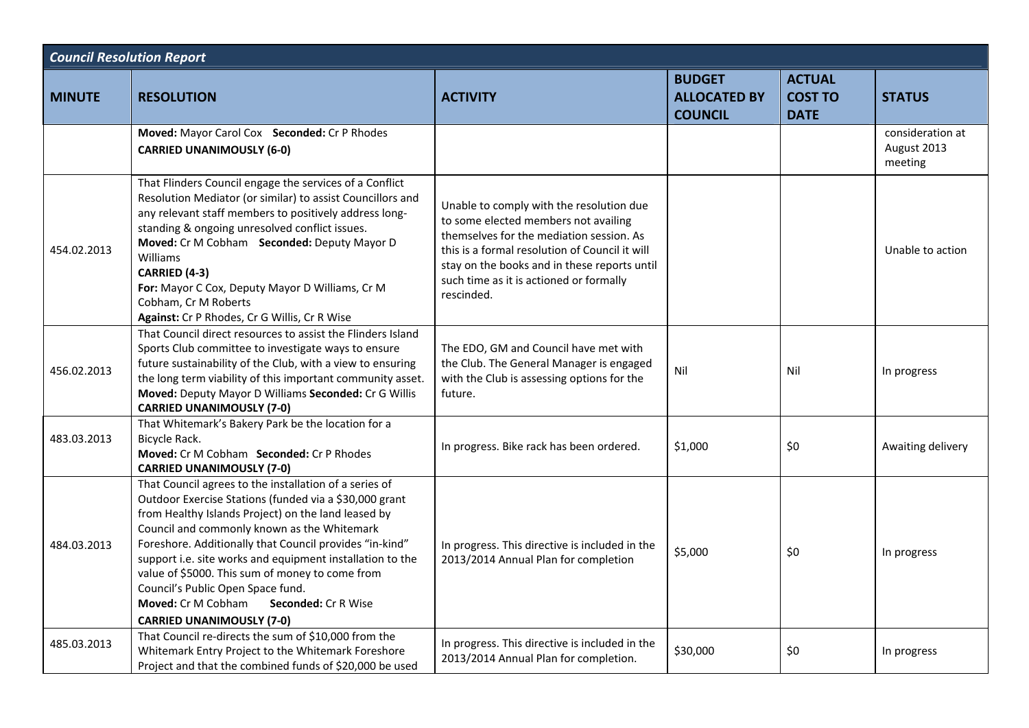| Council Resolution Report | | | | | |
|---|---|---|---|---|---|
| **MINUTE** | **RESOLUTION** | **ACTIVITY** | **BUDGET ALLOCATED BY COUNCIL** | **ACTUAL COST TO DATE** | **STATUS** |
| | **Moved:** Mayor Carol Cox **Seconded:** Cr P Rhodes<br>**CARRIED UNANIMOUSLY (6-0)** | | | | consideration at August 2013 meeting |
| 454.02.2013 | That Flinders Council engage the services of a Conflict Resolution Mediator (or similar) to assist Councillors and any relevant staff members to positively address long-standing & ongoing unresolved conflict issues.<br>**Moved:** Cr M Cobham **Seconded:** Deputy Mayor D Williams<br>**CARRIED (4-3)**<br>**For:** Mayor C Cox, Deputy Mayor D Williams, Cr M Cobham, Cr M Roberts<br>**Against:** Cr P Rhodes, Cr G Willis, Cr R Wise | Unable to comply with the resolution due to some elected members not availing themselves for the mediation session. As this is a formal resolution of Council it will stay on the books and in these reports until such time as it is actioned or formally rescinded. | | | Unable to action |
| 456.02.2013 | That Council direct resources to assist the Flinders Island Sports Club committee to investigate ways to ensure future sustainability of the Club, with a view to ensuring the long term viability of this important community asset.<br>**Moved:** Deputy Mayor D Williams **Seconded:** Cr G Willis<br>**CARRIED UNANIMOUSLY (7-0)** | The EDO, GM and Council have met with the Club. The General Manager is engaged with the Club is assessing options for the future. | Nil | Nil | In progress |
| 483.03.2013 | That Whitemark's Bakery Park be the location for a Bicycle Rack.<br>**Moved:** Cr M Cobham **Seconded:** Cr P Rhodes<br>**CARRIED UNANIMOUSLY (7-0)** | In progress. Bike rack has been ordered. | $1,000 | $0 | Awaiting delivery |
| 484.03.2013 | That Council agrees to the installation of a series of Outdoor Exercise Stations (funded via a $30,000 grant from Healthy Islands Project) on the land leased by Council and commonly known as the Whitemark Foreshore. Additionally that Council provides "in-kind" support i.e. site works and equipment installation to the value of $5000. This sum of money to come from Council's Public Open Space fund.<br>**Moved:** Cr M Cobham **Seconded:** Cr R Wise<br>**CARRIED UNANIMOUSLY (7-0)** | In progress. This directive is included in the 2013/2014 Annual Plan for completion | $5,000 | $0 | In progress |
| 485.03.2013 | That Council re-directs the sum of $10,000 from the Whitemark Entry Project to the Whitemark Foreshore Project and that the combined funds of $20,000 be used | In progress. This directive is included in the 2013/2014 Annual Plan for completion. | $30,000 | $0 | In progress |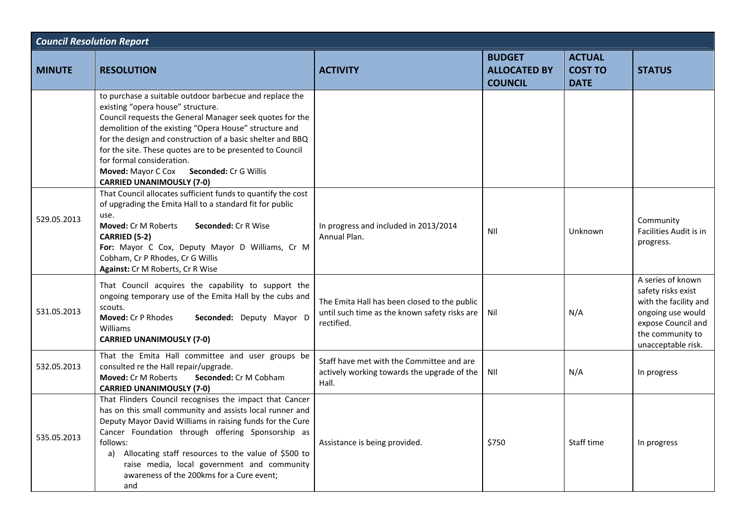| *Council Resolution Report* | | | | | |
|---|---|---|---|---|---|
| **MINUTE** | **RESOLUTION** | **ACTIVITY** | **BUDGET ALLOCATED BY COUNCIL** | **ACTUAL COST TO DATE** | **STATUS** |
| | to purchase a suitable outdoor barbecue and replace the existing "opera house" structure.<br>Council requests the General Manager seek quotes for the demolition of the existing "Opera House" structure and for the design and construction of a basic shelter and BBQ for the site. These quotes are to be presented to Council for formal consideration.<br>**Moved:** Mayor C Cox **Seconded:** Cr G Willis<br>**CARRIED UNANIMOUSLY (7-0)** | | | | |
| 529.05.2013 | That Council allocates sufficient funds to quantify the cost of upgrading the Emita Hall to a standard fit for public use.<br>**Moved:** Cr M Roberts **Seconded:** Cr R Wise<br>**CARRIED (5-2)**<br>**For:** Mayor C Cox, Deputy Mayor D Williams, Cr M Cobham, Cr P Rhodes, Cr G Willis<br>**Against:** Cr M Roberts, Cr R Wise | In progress and included in 2013/2014 Annual Plan. | NIl | Unknown | Community Facilities Audit is in progress. |
| 531.05.2013 | That Council acquires the capability to support the ongoing temporary use of the Emita Hall by the cubs and scouts.<br>**Moved:** Cr P Rhodes **Seconded:** Deputy Mayor D Williams<br>**CARRIED UNANIMOUSLY (7-0)** | The Emita Hall has been closed to the public until such time as the known safety risks are rectified. | Nil | N/A | A series of known safety risks exist with the facility and ongoing use would expose Council and the community to unacceptable risk. |
| 532.05.2013 | That the Emita Hall committee and user groups be consulted re the Hall repair/upgrade.<br>**Moved:** Cr M Roberts **Seconded:** Cr M Cobham<br>**CARRIED UNANIMOUSLY (7-0)** | Staff have met with the Committee and are actively working towards the upgrade of the Hall. | NIl | N/A | In progress |
| 535.05.2013 | That Flinders Council recognises the impact that Cancer has on this small community and assists local runner and Deputy Mayor David Williams in raising funds for the Cure Cancer Foundation through offering Sponsorship as follows:<br>a) Allocating staff resources to the value of $500 to raise media, local government and community awareness of the 200kms for a Cure event;<br>and | Assistance is being provided. | $750 | Staff time | In progress |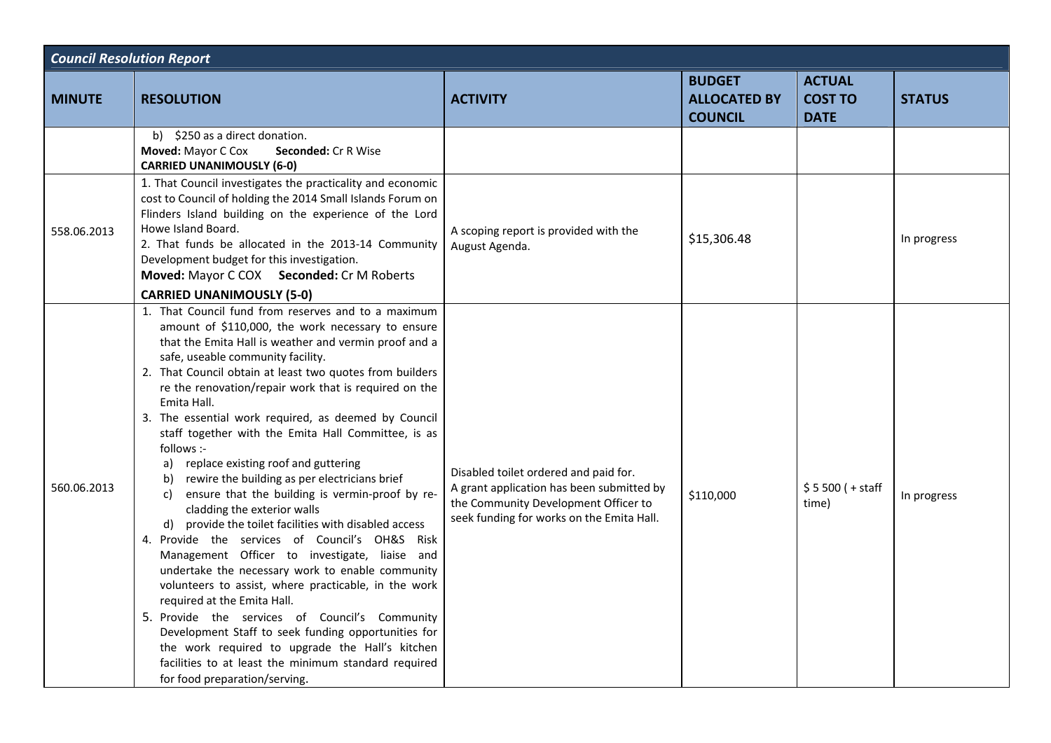| ***Council Resolution Report*** | | | | | |
|---|---|---|---|---|---|
| **MINUTE** | **RESOLUTION** | **ACTIVITY** | **BUDGET ALLOCATED BY COUNCIL** | **ACTUAL COST TO DATE** | **STATUS** |
| | b) $250 as a direct donation.<br>**Moved:** Mayor C Cox **Seconded:** Cr R Wise<br>**CARRIED UNANIMOUSLY (6-0)** | | | | |
| 558.06.2013 | 1. That Council investigates the practicality and economic cost to Council of holding the 2014 Small Islands Forum on Flinders Island building on the experience of the Lord Howe Island Board.<br>2. That funds be allocated in the 2013-14 Community Development budget for this investigation.<br>**Moved:** Mayor C COX **Seconded:** Cr M Roberts<br>**CARRIED UNANIMOUSLY (5-0)** | A scoping report is provided with the August Agenda. | $15,306.48 | | In progress |
| 560.06.2013 | 1. That Council fund from reserves and to a maximum amount of $110,000, the work necessary to ensure that the Emita Hall is weather and vermin proof and a safe, useable community facility.<br>2. That Council obtain at least two quotes from builders re the renovation/repair work that is required on the Emita Hall.<br>3. The essential work required, as deemed by Council staff together with the Emita Hall Committee, is as follows :-<br>a) replace existing roof and guttering<br>b) rewire the building as per electricians brief<br>c) ensure that the building is vermin-proof by re-cladding the exterior walls<br>d) provide the toilet facilities with disabled access<br>4. Provide the services of Council's OH&S Risk Management Officer to investigate, liaise and undertake the necessary work to enable community volunteers to assist, where practicable, in the work required at the Emita Hall.<br>5. Provide the services of Council's Community Development Staff to seek funding opportunities for the work required to upgrade the Hall's kitchen facilities to at least the minimum standard required for food preparation/serving. | Disabled toilet ordered and paid for.<br>A grant application has been submitted by the Community Development Officer to seek funding for works on the Emita Hall. | $110,000 | $ 5 500 ( + staff time) | In progress |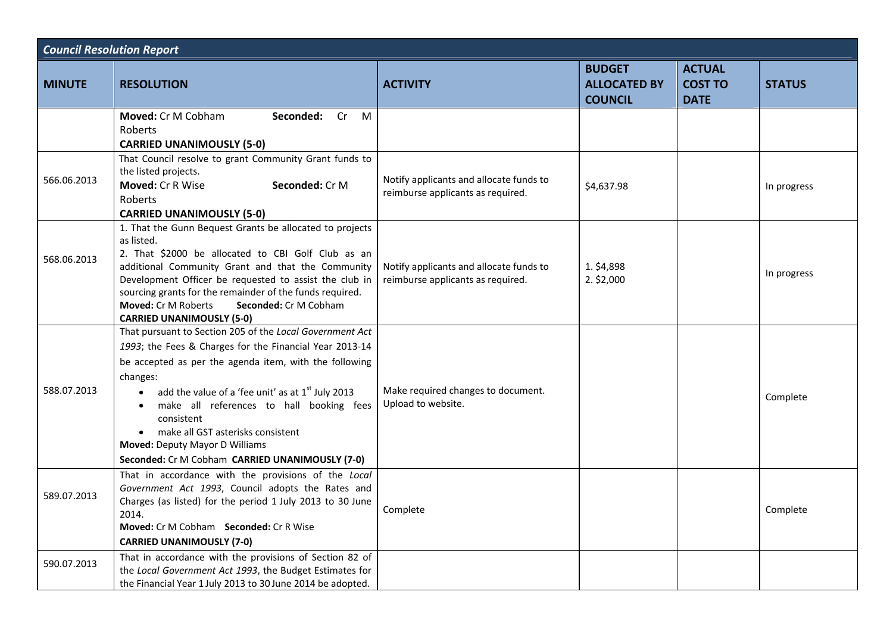| Council Resolution Report | | | | | |
|---|---|---|---|---|---|
| **MINUTE** | **RESOLUTION** | **ACTIVITY** | **BUDGET ALLOCATED BY COUNCIL** | **ACTUAL COST TO DATE** | **STATUS** |
| | **Moved:** Cr M Cobham **Seconded:** Cr M Roberts<br>**CARRIED UNANIMOUSLY (5-0)** | | | | |
| 566.06.2013 | That Council resolve to grant Community Grant funds to the listed projects.<br>**Moved:** Cr R Wise **Seconded:** Cr M Roberts<br>**CARRIED UNANIMOUSLY (5-0)** | Notify applicants and allocate funds to reimburse applicants as required. | $4,637.98 | | In progress |
| 568.06.2013 | 1. That the Gunn Bequest Grants be allocated to projects as listed.<br>2. That $2000 be allocated to CBI Golf Club as an additional Community Grant and that the Community Development Officer be requested to assist the club in sourcing grants for the remainder of the funds required.<br>**Moved:** Cr M Roberts **Seconded:** Cr M Cobham<br>**CARRIED UNANIMOUSLY (5-0)** | Notify applicants and allocate funds to reimburse applicants as required. | 1. $4,898<br>2. $2,000 | | In progress |
| 588.07.2013 | That pursuant to Section 205 of the *Local Government Act 1993*; the Fees & Charges for the Financial Year 2013-14 be accepted as per the agenda item, with the following changes:<br>• add the value of a 'fee unit' as at 1st July 2013<br>• make all references to hall booking fees consistent<br>• make all GST asterisks consistent<br>**Moved:** Deputy Mayor D Williams<br>**Seconded:** Cr M Cobham **CARRIED UNANIMOUSLY (7-0)** | Make required changes to document.<br>Upload to website. | | | Complete |
| 589.07.2013 | That in accordance with the provisions of the *Local Government Act 1993*, Council adopts the Rates and Charges (as listed) for the period 1 July 2013 to 30 June 2014.<br>**Moved:** Cr M Cobham **Seconded:** Cr R Wise<br>**CARRIED UNANIMOUSLY (7-0)** | Complete | | | Complete |
| 590.07.2013 | That in accordance with the provisions of Section 82 of the *Local Government Act 1993*, the Budget Estimates for the Financial Year 1 July 2013 to 30 June 2014 be adopted. | | | | |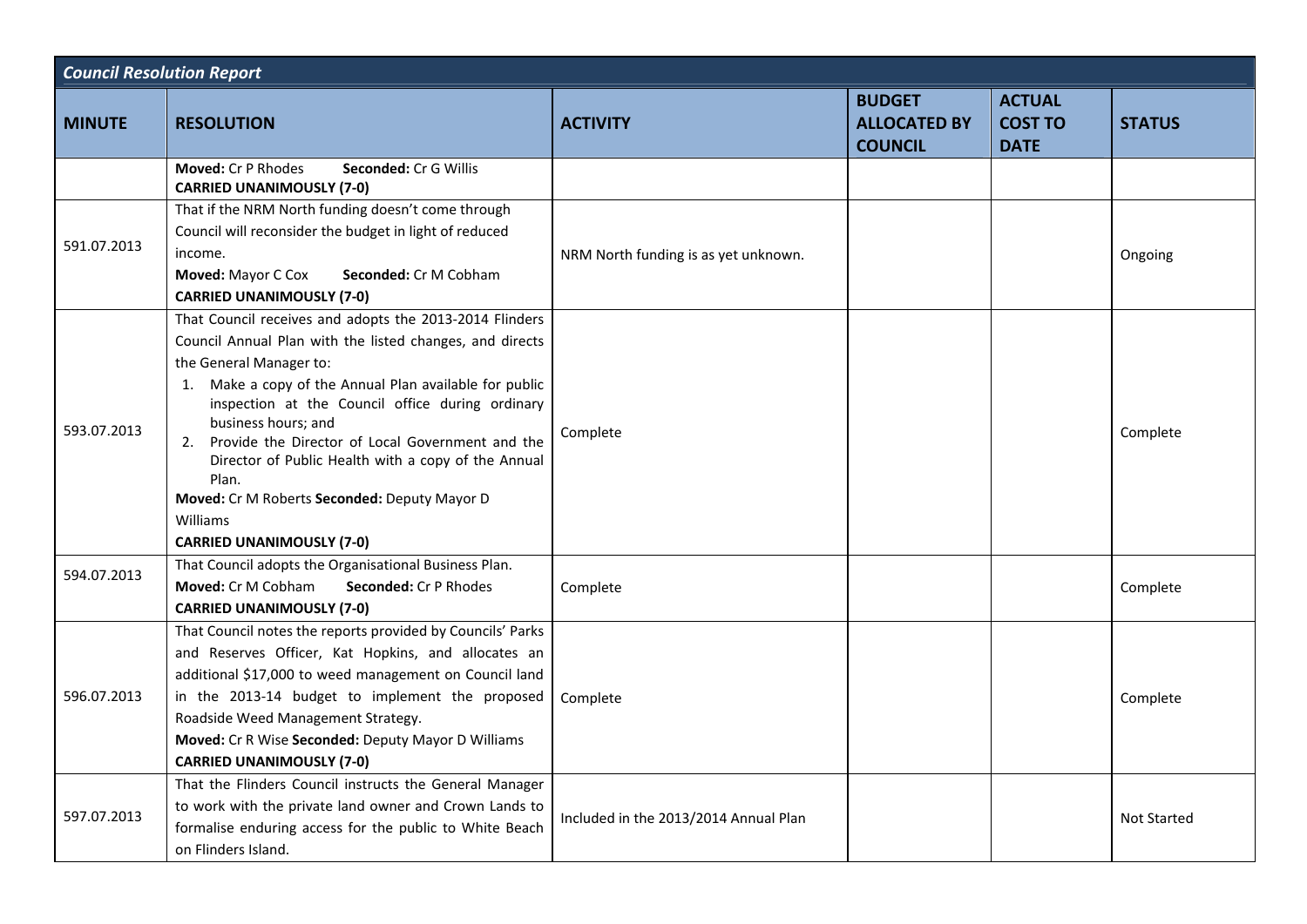| *Council Resolution Report* | | | | | |
|---|---|---|---|---|---|
| **MINUTE** | **RESOLUTION** | **ACTIVITY** | **BUDGET ALLOCATED BY COUNCIL** | **ACTUAL COST TO DATE** | **STATUS** |
| | **Moved:** Cr P Rhodes **Seconded:** Cr G Willis<br>**CARRIED UNANIMOUSLY (7-0)** | | | | |
| 591.07.2013 | That if the NRM North funding doesn't come through Council will reconsider the budget in light of reduced income.<br>**Moved:** Mayor C Cox **Seconded:** Cr M Cobham<br>**CARRIED UNANIMOUSLY (7-0)** | NRM North funding is as yet unknown. | | | Ongoing |
| 593.07.2013 | That Council receives and adopts the 2013-2014 Flinders Council Annual Plan with the listed changes, and directs the General Manager to:<br>1. Make a copy of the Annual Plan available for public inspection at the Council office during ordinary business hours; and<br>2. Provide the Director of Local Government and the Director of Public Health with a copy of the Annual Plan.<br>**Moved:** Cr M Roberts **Seconded:** Deputy Mayor D Williams<br>**CARRIED UNANIMOUSLY (7-0)** | Complete | | | Complete |
| 594.07.2013 | That Council adopts the Organisational Business Plan.<br>**Moved:** Cr M Cobham **Seconded:** Cr P Rhodes<br>**CARRIED UNANIMOUSLY (7-0)** | Complete | | | Complete |
| 596.07.2013 | That Council notes the reports provided by Councils' Parks and Reserves Officer, Kat Hopkins, and allocates an additional $17,000 to weed management on Council land in the 2013-14 budget to implement the proposed Roadside Weed Management Strategy.<br>**Moved:** Cr R Wise **Seconded:** Deputy Mayor D Williams<br>**CARRIED UNANIMOUSLY (7-0)** | Complete | | | Complete |
| 597.07.2013 | That the Flinders Council instructs the General Manager to work with the private land owner and Crown Lands to formalise enduring access for the public to White Beach on Flinders Island. | Included in the 2013/2014 Annual Plan | | | Not Started |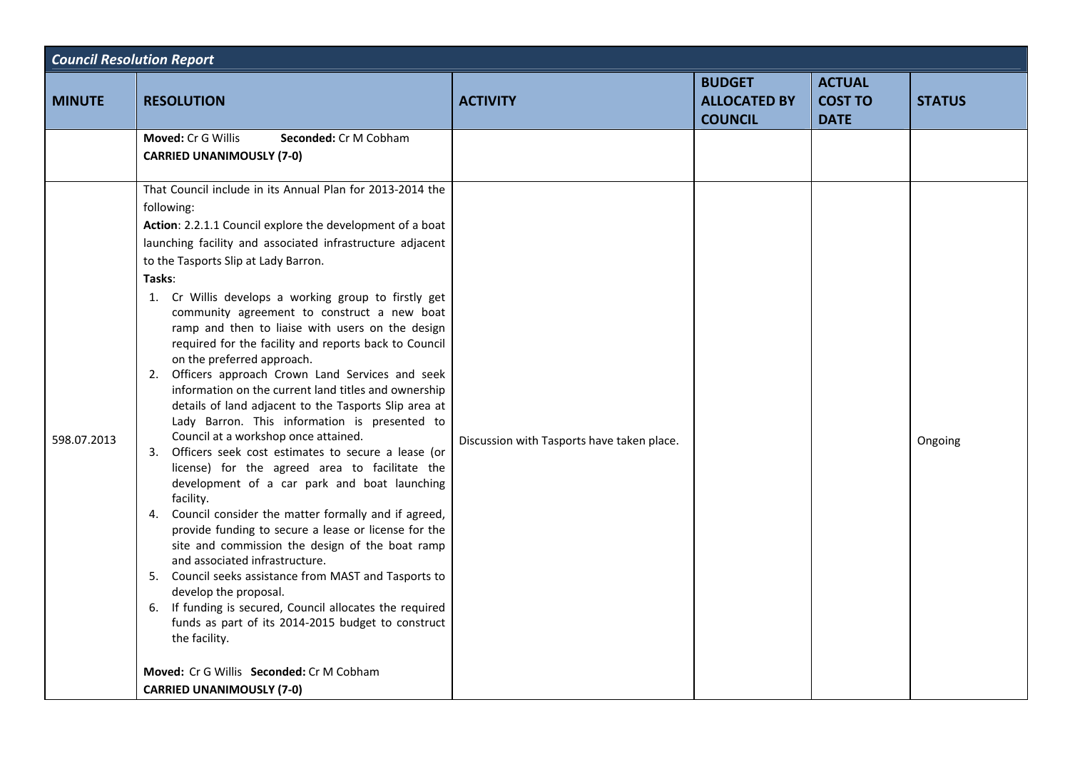**Council Resolution Report**

| MINUTE | RESOLUTION | ACTIVITY | BUDGET ALLOCATED BY COUNCIL | ACTUAL COST TO DATE | STATUS |
|---|---|---|---|---|---|
| | **Moved:** Cr G Willis **Seconded:** Cr M Cobham<br>**CARRIED UNANIMOUSLY (7-0)** | | | | |
| 598.07.2013 | That Council include in its Annual Plan for 2013-2014 the following:<br>**Action**: 2.2.1.1 Council explore the development of a boat launching facility and associated infrastructure adjacent to the Tasports Slip at Lady Barron.<br>**Tasks**:<br>1. Cr Willis develops a working group to firstly get community agreement to construct a new boat ramp and then to liaise with users on the design required for the facility and reports back to Council on the preferred approach.<br>2. Officers approach Crown Land Services and seek information on the current land titles and ownership details of land adjacent to the Tasports Slip area at Lady Barron. This information is presented to Council at a workshop once attained.<br>3. Officers seek cost estimates to secure a lease (or license) for the agreed area to facilitate the development of a car park and boat launching facility.<br>4. Council consider the matter formally and if agreed, provide funding to secure a lease or license for the site and commission the design of the boat ramp and associated infrastructure.<br>5. Council seeks assistance from MAST and Tasports to develop the proposal.<br>6. If funding is secured, Council allocates the required funds as part of its 2014-2015 budget to construct the facility.<br><br>**Moved:** Cr G Willis **Seconded:** Cr M Cobham<br>**CARRIED UNANIMOUSLY (7-0)** | Discussion with Tasports have taken place. | | | Ongoing |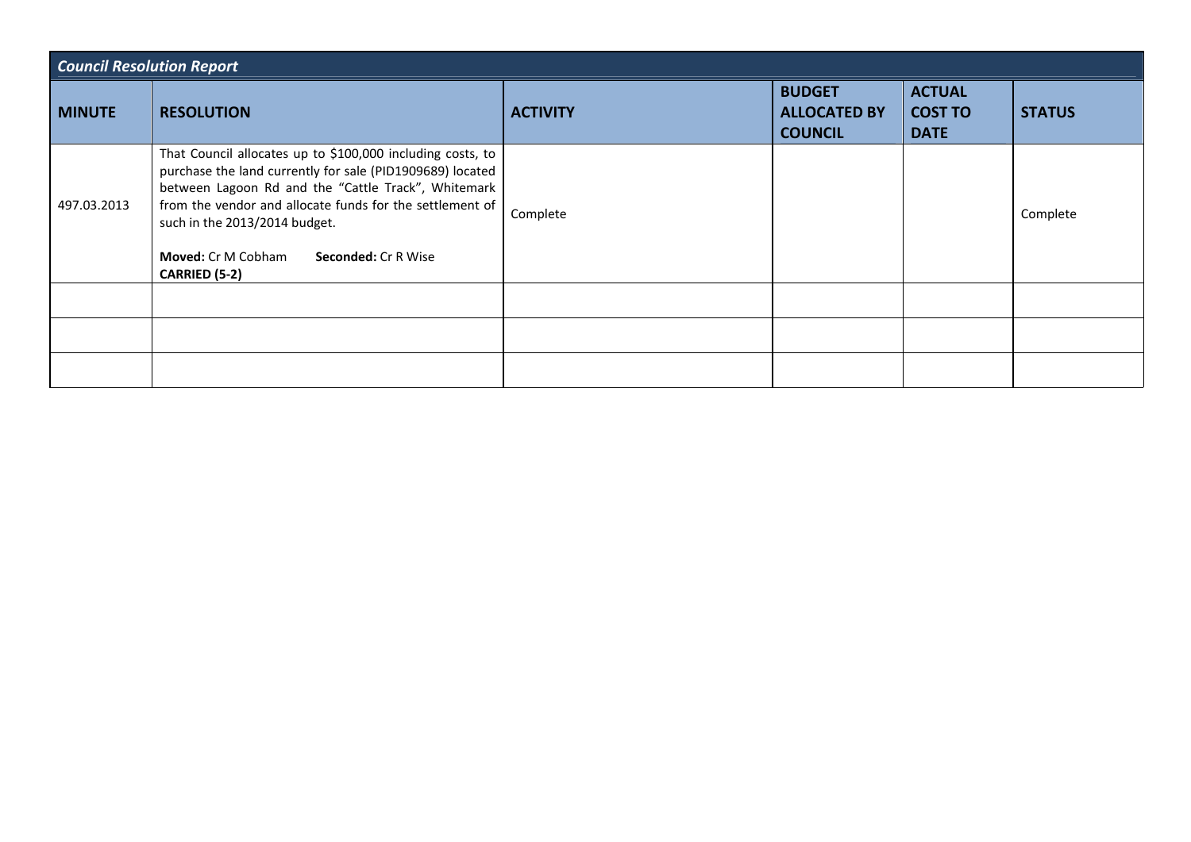## *Council Resolution Report*

| MINUTE | RESOLUTION | ACTIVITY | BUDGET ALLOCATED BY COUNCIL | ACTUAL COST TO DATE | STATUS |
|---|---|---|---|---|---|
| 497.03.2013 | That Council allocates up to $100,000 including costs, to purchase the land currently for sale (PID1909689) located between Lagoon Rd and the "Cattle Track", Whitemark from the vendor and allocate funds for the settlement of such in the 2013/2014 budget.<br><br>**Moved:** Cr M Cobham **Seconded:** Cr R Wise<br>**CARRIED (5-2)** | Complete | | | Complete |
| | | | | | |
| | | | | | |
| | | | | | |